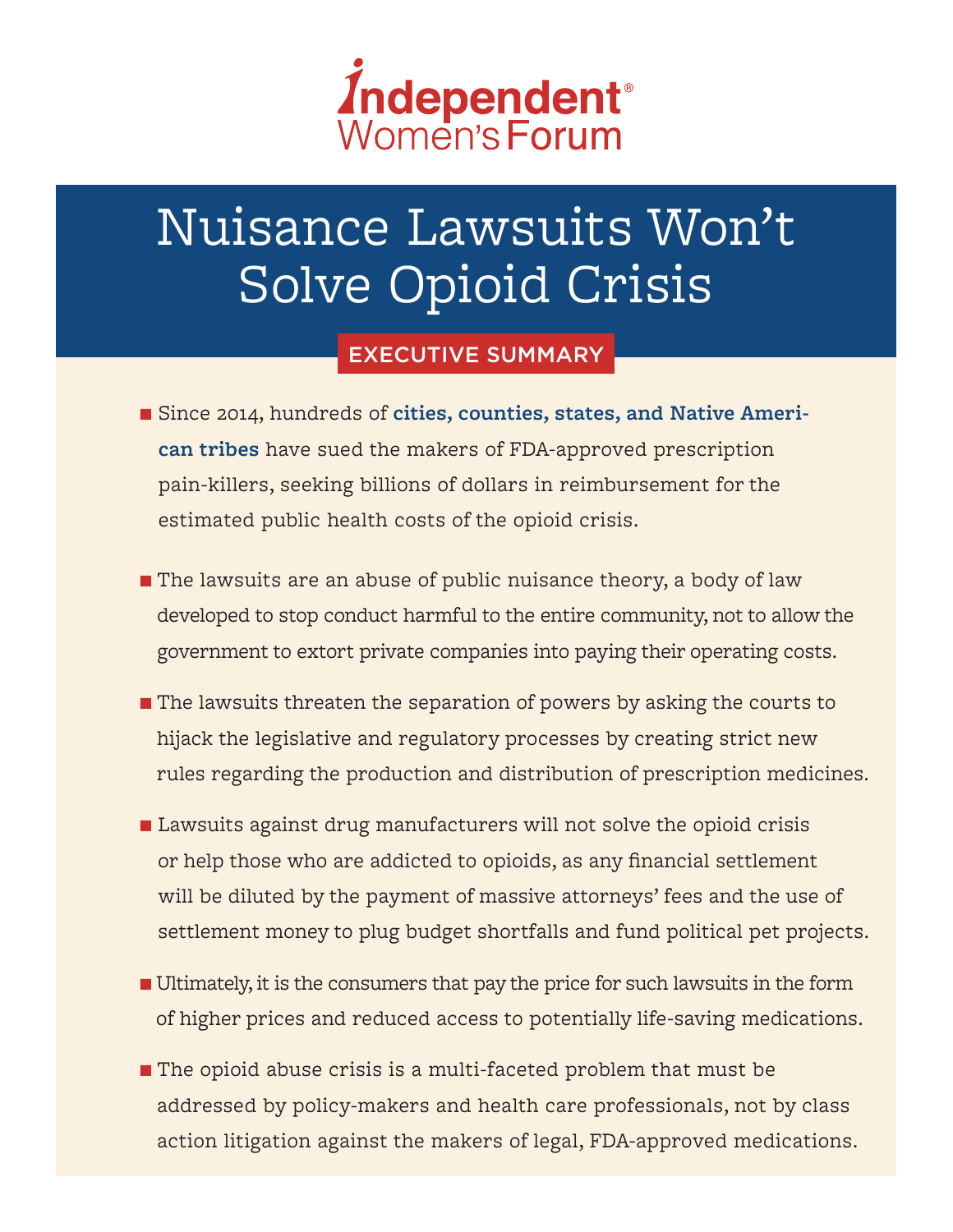Independent Women's Forum

# Nuisance Lawsuits Won't Solve Opioid Crisis

## EXECUTIVE SUMMARY

- Since 2014, hundreds of **cities, counties, states, and Native American tribes** have sued the makers of FDA-approved prescription pain-killers, seeking billions of dollars in reimbursement for the estimated public health costs of the opioid crisis.
- The lawsuits are an abuse of public nuisance theory, a body of law developed to stop conduct harmful to the entire community, not to allow the government to extort private companies into paying their operating costs.
- The lawsuits threaten the separation of powers by asking the courts to hijack the legislative and regulatory processes by creating strict new rules regarding the production and distribution of prescription medicines.
- Lawsuits against drug manufacturers will not solve the opioid crisis or help those who are addicted to opioids, as any financial settlement will be diluted by the payment of massive attorneys' fees and the use of settlement money to plug budget shortfalls and fund political pet projects.
- Ultimately, it is the consumers that pay the price for such lawsuits in the form of higher prices and reduced access to potentially life-saving medications.
- The opioid abuse crisis is a multi-faceted problem that must be addressed by policy-makers and health care professionals, not by class action litigation against the makers of legal, FDA-approved medications.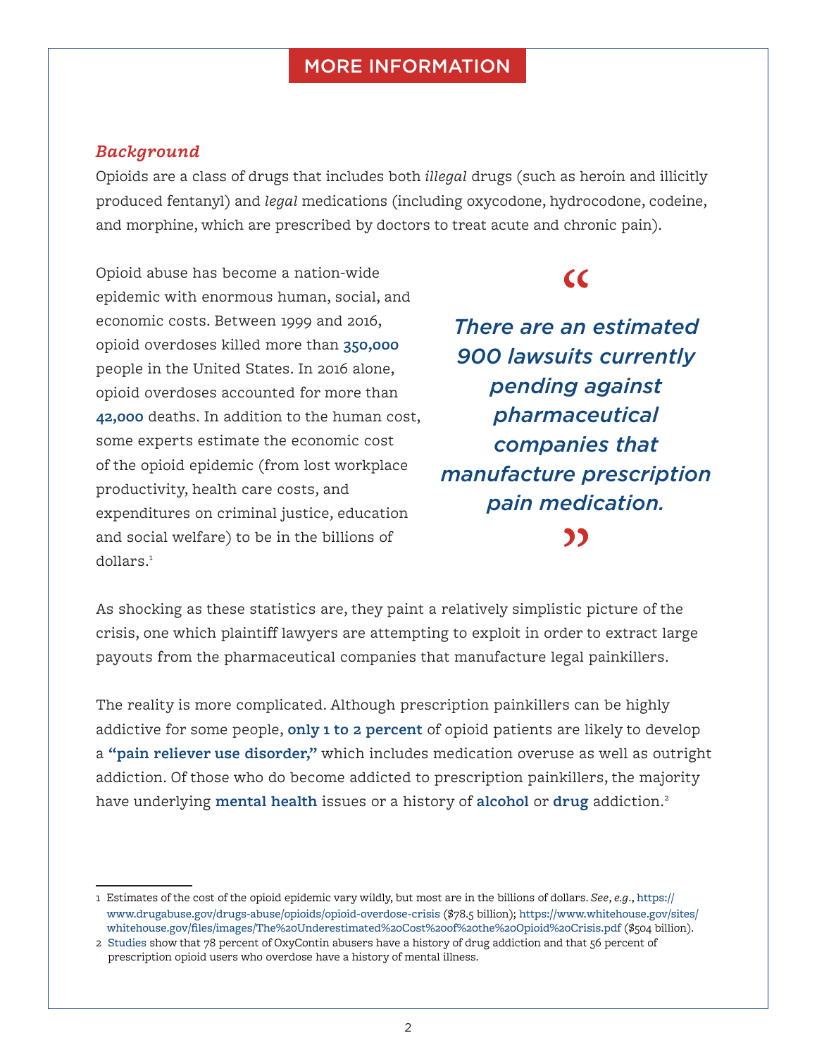## MORE INFORMATION

### *Background*

Opioids are a class of drugs that includes both *illegal* drugs (such as heroin and illicitly produced fentanyl) and *legal* medications (including oxycodone, hydrocodone, codeine, and morphine, which are prescribed by doctors to treat acute and chronic pain).

Opioid abuse has become a nation-wide epidemic with enormous human, social, and economic costs. Between 1999 and 2016, opioid overdoses killed more than **350,000** people in the United States. In 2016 alone, opioid overdoses accounted for more than **42,000** deaths. In addition to the human cost, some experts estimate the economic cost of the opioid epidemic (from lost workplace productivity, health care costs, and expenditures on criminal justice, education and social welfare) to be in the billions of dollars.[1]

> *"There are an estimated 900 lawsuits currently pending against pharmaceutical companies that manufacture prescription pain medication."*

As shocking as these statistics are, they paint a relatively simplistic picture of the crisis, one which plaintiff lawyers are attempting to exploit in order to extract large payouts from the pharmaceutical companies that manufacture legal painkillers.

The reality is more complicated. Although prescription painkillers can be highly addictive for some people, **only 1 to 2 percent** of opioid patients are likely to develop a **"pain reliever use disorder,"** which includes medication overuse as well as outright addiction. Of those who do become addicted to prescription painkillers, the majority have underlying **mental health** issues or a history of **alcohol** or **drug** addiction.[2]

---

1 Estimates of the cost of the opioid epidemic vary wildly, but most are in the billions of dollars. *See*, *e.g.*, https://www.drugabuse.gov/drugs-abuse/opioids/opioid-overdose-crisis ($78.5 billion); https://www.whitehouse.gov/sites/whitehouse.gov/files/images/The%20Underestimated%20Cost%20of%20the%20Opioid%20Crisis.pdf ($504 billion).

2 Studies show that 78 percent of OxyContin abusers have a history of drug addiction and that 56 percent of prescription opioid users who overdose have a history of mental illness.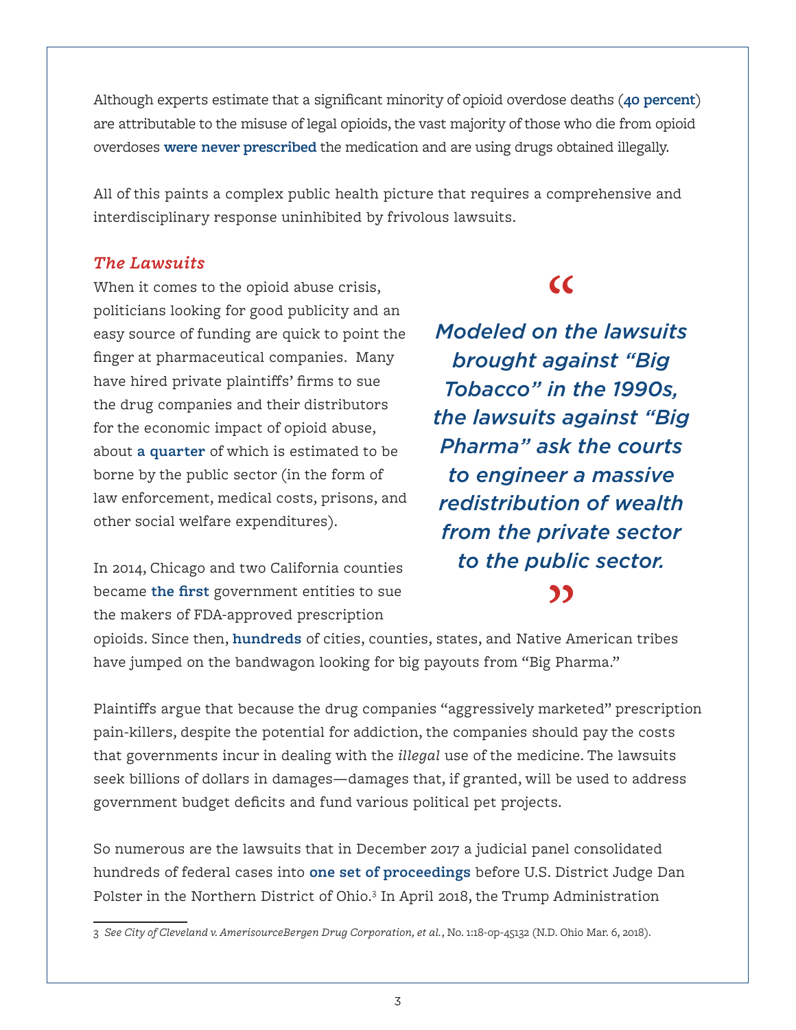Although experts estimate that a significant minority of opioid overdose deaths (**40 percent**) are attributable to the misuse of legal opioids, the vast majority of those who die from opioid overdoses **were never prescribed** the medication and are using drugs obtained illegally.

All of this paints a complex public health picture that requires a comprehensive and interdisciplinary response uninhibited by frivolous lawsuits.

### *The Lawsuits*

When it comes to the opioid abuse crisis, politicians looking for good publicity and an easy source of funding are quick to point the finger at pharmaceutical companies. Many have hired private plaintiffs' firms to sue the drug companies and their distributors for the economic impact of opioid abuse, about **a quarter** of which is estimated to be borne by the public sector (in the form of law enforcement, medical costs, prisons, and other social welfare expenditures).

> ***"Modeled on the lawsuits brought against "Big Tobacco" in the 1990s, the lawsuits against "Big Pharma" ask the courts to engineer a massive redistribution of wealth from the private sector to the public sector."***

In 2014, Chicago and two California counties became **the first** government entities to sue the makers of FDA-approved prescription opioids. Since then, **hundreds** of cities, counties, states, and Native American tribes have jumped on the bandwagon looking for big payouts from "Big Pharma."

Plaintiffs argue that because the drug companies "aggressively marketed" prescription pain-killers, despite the potential for addiction, the companies should pay the costs that governments incur in dealing with the *illegal* use of the medicine. The lawsuits seek billions of dollars in damages—damages that, if granted, will be used to address government budget deficits and fund various political pet projects.

So numerous are the lawsuits that in December 2017 a judicial panel consolidated hundreds of federal cases into **one set of proceedings** before U.S. District Judge Dan Polster in the Northern District of Ohio.[3] In April 2018, the Trump Administration

---

3 *See City of Cleveland v. AmerisourceBergen Drug Corporation, et al.*, No. 1:18-op-45132 (N.D. Ohio Mar. 6, 2018).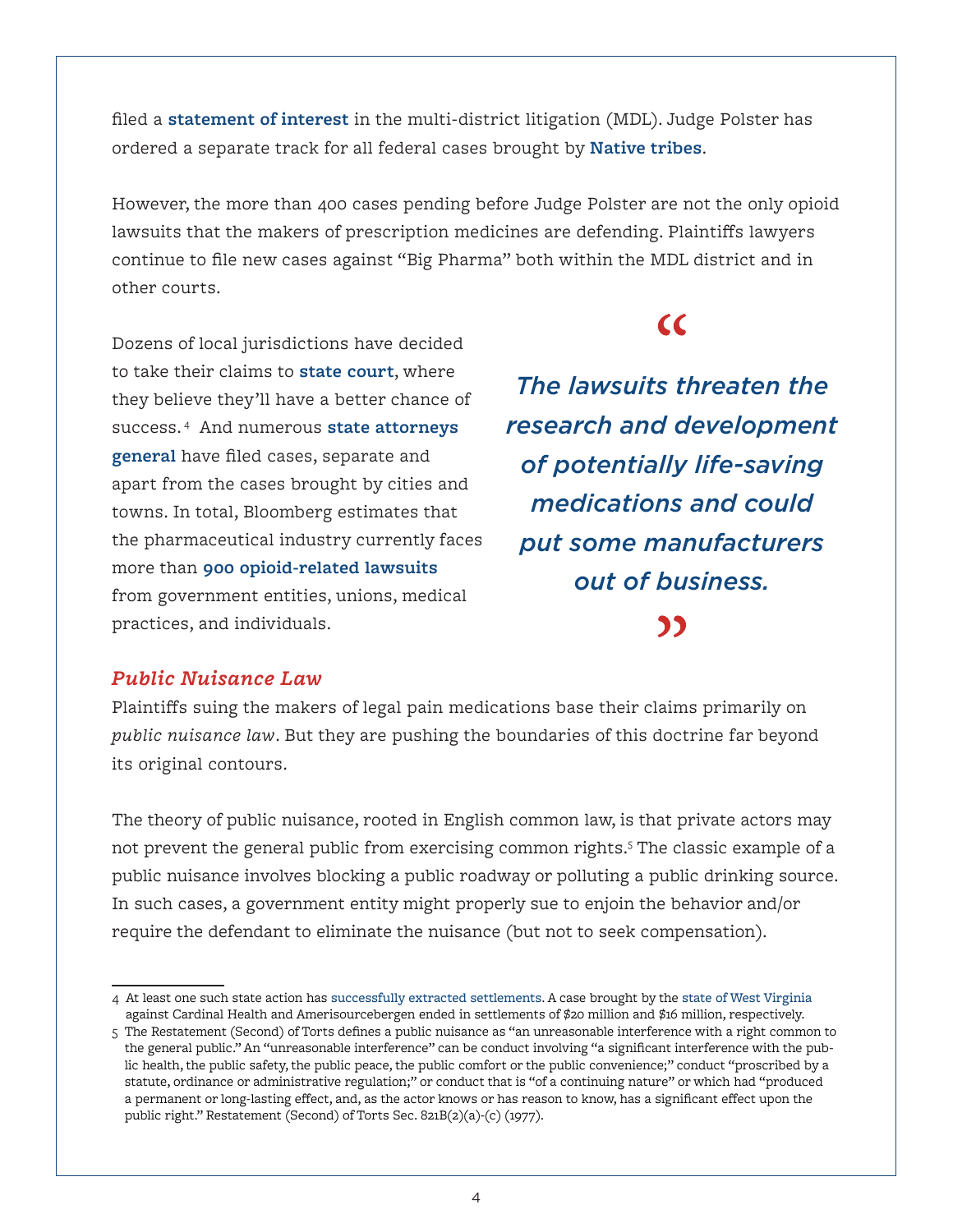filed a **statement of interest** in the multi-district litigation (MDL). Judge Polster has ordered a separate track for all federal cases brought by **Native tribes**.

However, the more than 400 cases pending before Judge Polster are not the only opioid lawsuits that the makers of prescription medicines are defending. Plaintiffs lawyers continue to file new cases against "Big Pharma" both within the MDL district and in other courts.

Dozens of local jurisdictions have decided to take their claims to **state court**, where they believe they'll have a better chance of success.[4] And numerous **state attorneys general** have filed cases, separate and apart from the cases brought by cities and towns. In total, Bloomberg estimates that the pharmaceutical industry currently faces more than **900 opioid-related lawsuits** from government entities, unions, medical practices, and individuals.

> *"The lawsuits threaten the research and development of potentially life-saving medications and could put some manufacturers out of business."*

### *Public Nuisance Law*

Plaintiffs suing the makers of legal pain medications base their claims primarily on *public nuisance law*. But they are pushing the boundaries of this doctrine far beyond its original contours.

The theory of public nuisance, rooted in English common law, is that private actors may not prevent the general public from exercising common rights.[5] The classic example of a public nuisance involves blocking a public roadway or polluting a public drinking source. In such cases, a government entity might properly sue to enjoin the behavior and/or require the defendant to eliminate the nuisance (but not to seek compensation).

---

4 At least one such state action has successfully extracted settlements. A case brought by the state of West Virginia against Cardinal Health and Amerisourcebergen ended in settlements of $20 million and $16 million, respectively.

5 The Restatement (Second) of Torts defines a public nuisance as "an unreasonable interference with a right common to the general public." An "unreasonable interference" can be conduct involving "a significant interference with the public health, the public safety, the public peace, the public comfort or the public convenience;" conduct "proscribed by a statute, ordinance or administrative regulation;" or conduct that is "of a continuing nature" or which had "produced a permanent or long-lasting effect, and, as the actor knows or has reason to know, has a significant effect upon the public right." Restatement (Second) of Torts Sec. 821B(2)(a)-(c) (1977).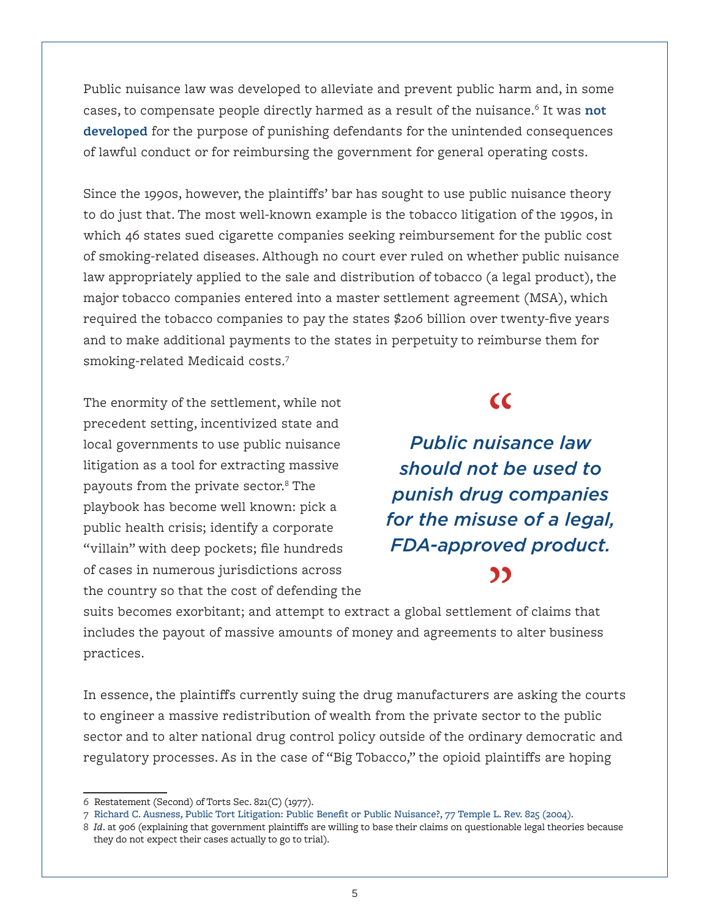Public nuisance law was developed to alleviate and prevent public harm and, in some cases, to compensate people directly harmed as a result of the nuisance.[6] It was **not developed** for the purpose of punishing defendants for the unintended consequences of lawful conduct or for reimbursing the government for general operating costs.

Since the 1990s, however, the plaintiffs' bar has sought to use public nuisance theory to do just that. The most well-known example is the tobacco litigation of the 1990s, in which 46 states sued cigarette companies seeking reimbursement for the public cost of smoking-related diseases. Although no court ever ruled on whether public nuisance law appropriately applied to the sale and distribution of tobacco (a legal product), the major tobacco companies entered into a master settlement agreement (MSA), which required the tobacco companies to pay the states $206 billion over twenty-five years and to make additional payments to the states in perpetuity to reimburse them for smoking-related Medicaid costs.[7]

The enormity of the settlement, while not precedent setting, incentivized state and local governments to use public nuisance litigation as a tool for extracting massive payouts from the private sector.[8] The playbook has become well known: pick a public health crisis; identify a corporate "villain" with deep pockets; file hundreds of cases in numerous jurisdictions across the country so that the cost of defending the suits becomes exorbitant; and attempt to extract a global settlement of claims that includes the payout of massive amounts of money and agreements to alter business practices.

> *"Public nuisance law should not be used to punish drug companies for the misuse of a legal, FDA-approved product."*

In essence, the plaintiffs currently suing the drug manufacturers are asking the courts to engineer a massive redistribution of wealth from the private sector to the public sector and to alter national drug control policy outside of the ordinary democratic and regulatory processes. As in the case of "Big Tobacco," the opioid plaintiffs are hoping

---

6 Restatement (Second) of Torts Sec. 821(C) (1977).

7 Richard C. Ausness, Public Tort Litigation: Public Benefit or Public Nuisance?, 77 Temple L. Rev. 825 (2004).

8 *Id*. at 906 (explaining that government plaintiffs are willing to base their claims on questionable legal theories because they do not expect their cases actually to go to trial).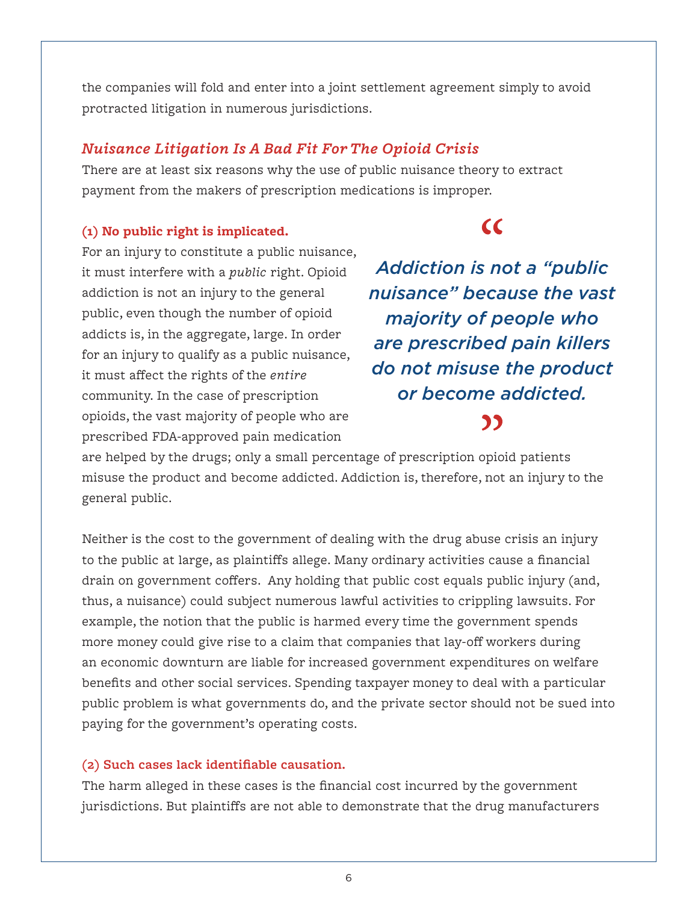the companies will fold and enter into a joint settlement agreement simply to avoid protracted litigation in numerous jurisdictions.

## *Nuisance Litigation Is A Bad Fit For The Opioid Crisis*

There are at least six reasons why the use of public nuisance theory to extract payment from the makers of prescription medications is improper.

### (1) No public right is implicated.

For an injury to constitute a public nuisance, it must interfere with a *public* right. Opioid addiction is not an injury to the general public, even though the number of opioid addicts is, in the aggregate, large. In order for an injury to qualify as a public nuisance, it must affect the rights of the *entire* community. In the case of prescription opioids, the vast majority of people who are prescribed FDA-approved pain medication are helped by the drugs; only a small percentage of prescription opioid patients misuse the product and become addicted. Addiction is, therefore, not an injury to the general public.

> *Addiction is not a "public nuisance" because the vast majority of people who are prescribed pain killers do not misuse the product or become addicted.*

Neither is the cost to the government of dealing with the drug abuse crisis an injury to the public at large, as plaintiffs allege. Many ordinary activities cause a financial drain on government coffers. Any holding that public cost equals public injury (and, thus, a nuisance) could subject numerous lawful activities to crippling lawsuits. For example, the notion that the public is harmed every time the government spends more money could give rise to a claim that companies that lay-off workers during an economic downturn are liable for increased government expenditures on welfare benefits and other social services. Spending taxpayer money to deal with a particular public problem is what governments do, and the private sector should not be sued into paying for the government's operating costs.

### (2) Such cases lack identifiable causation.

The harm alleged in these cases is the financial cost incurred by the government jurisdictions. But plaintiffs are not able to demonstrate that the drug manufacturers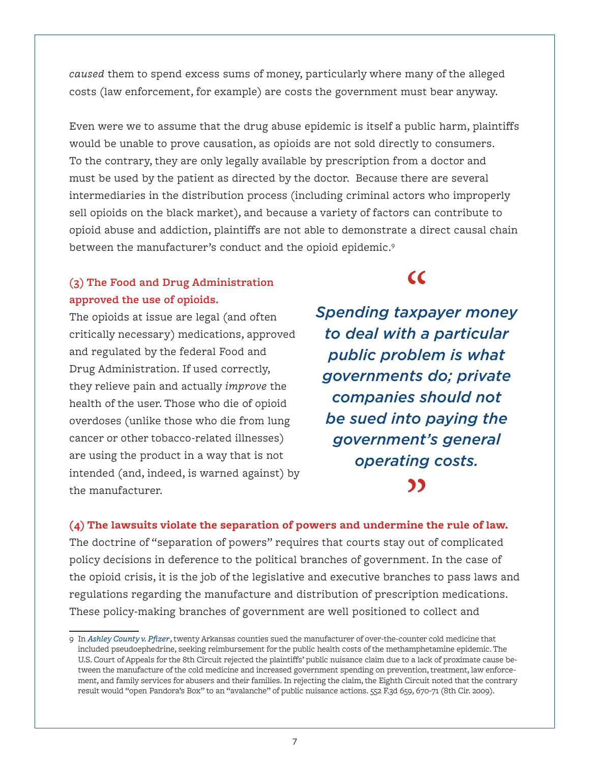*caused* them to spend excess sums of money, particularly where many of the alleged costs (law enforcement, for example) are costs the government must bear anyway.

Even were we to assume that the drug abuse epidemic is itself a public harm, plaintiffs would be unable to prove causation, as opioids are not sold directly to consumers. To the contrary, they are only legally available by prescription from a doctor and must be used by the patient as directed by the doctor. Because there are several intermediaries in the distribution process (including criminal actors who improperly sell opioids on the black market), and because a variety of factors can contribute to opioid abuse and addiction, plaintiffs are not able to demonstrate a direct causal chain between the manufacturer's conduct and the opioid epidemic.[9]

**(3) The Food and Drug Administration approved the use of opioids.**

The opioids at issue are legal (and often critically necessary) medications, approved and regulated by the federal Food and Drug Administration. If used correctly, they relieve pain and actually *improve* the health of the user. Those who die of opioid overdoses (unlike those who die from lung cancer or other tobacco-related illnesses) are using the product in a way that is not intended (and, indeed, is warned against) by the manufacturer.

> *"Spending taxpayer money to deal with a particular public problem is what governments do; private companies should not be sued into paying the government's general operating costs."*

**(4) The lawsuits violate the separation of powers and undermine the rule of law.**

The doctrine of "separation of powers" requires that courts stay out of complicated policy decisions in deference to the political branches of government. In the case of the opioid crisis, it is the job of the legislative and executive branches to pass laws and regulations regarding the manufacture and distribution of prescription medications. These policy-making branches of government are well positioned to collect and

---

9 In *Ashley County v. Pfizer*, twenty Arkansas counties sued the manufacturer of over-the-counter cold medicine that included pseudoephedrine, seeking reimbursement for the public health costs of the methamphetamine epidemic. The U.S. Court of Appeals for the 8th Circuit rejected the plaintiffs' public nuisance claim due to a lack of proximate cause between the manufacture of the cold medicine and increased government spending on prevention, treatment, law enforcement, and family services for abusers and their families. In rejecting the claim, the Eighth Circuit noted that the contrary result would "open Pandora's Box" to an "avalanche" of public nuisance actions. 552 F.3d 659, 670-71 (8th Cir. 2009).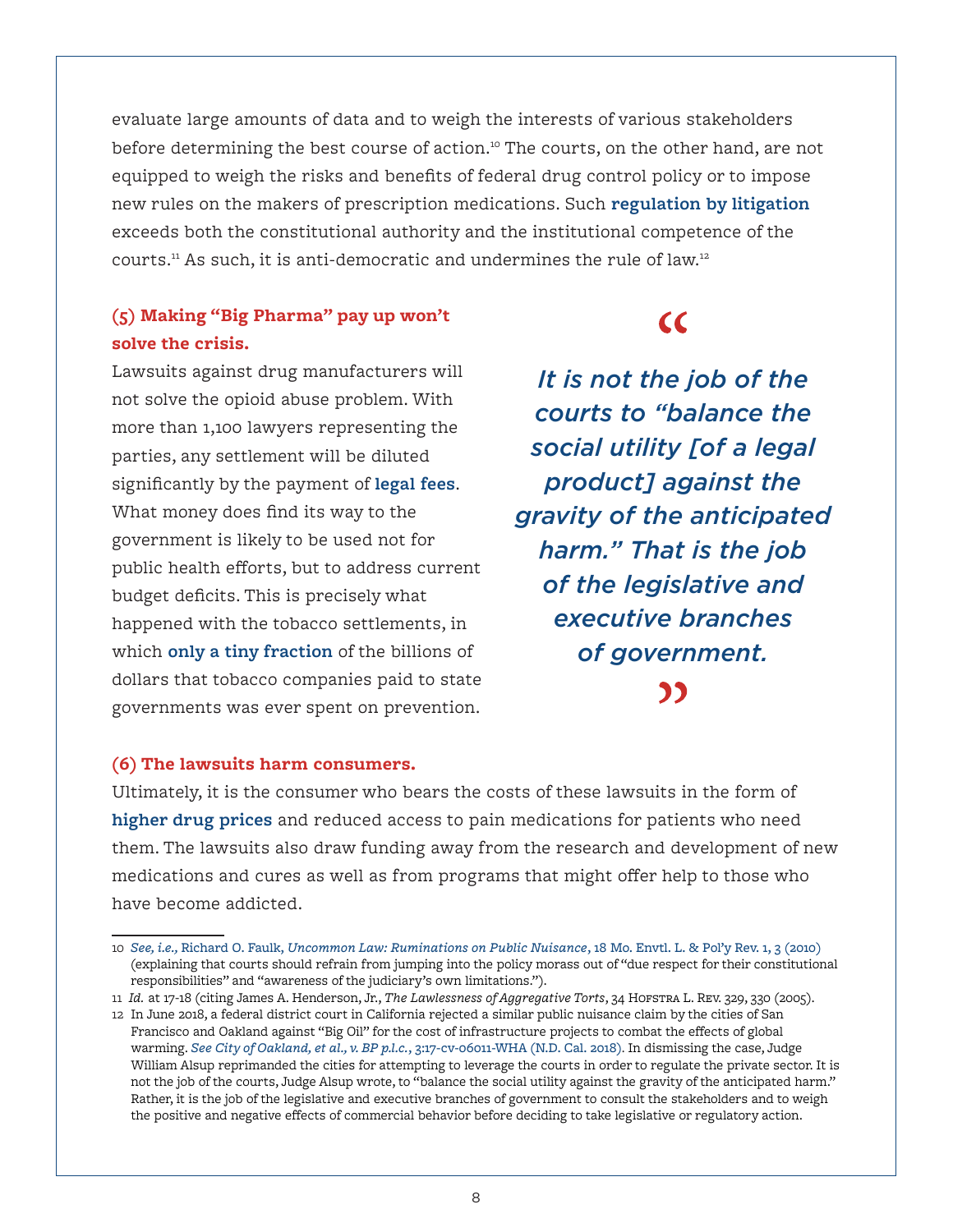evaluate large amounts of data and to weigh the interests of various stakeholders before determining the best course of action.[10] The courts, on the other hand, are not equipped to weigh the risks and benefits of federal drug control policy or to impose new rules on the makers of prescription medications. Such **regulation by litigation** exceeds both the constitutional authority and the institutional competence of the courts.[11] As such, it is anti-democratic and undermines the rule of law.[12]

### (5) Making "Big Pharma" pay up won't solve the crisis.

Lawsuits against drug manufacturers will not solve the opioid abuse problem. With more than 1,100 lawyers representing the parties, any settlement will be diluted significantly by the payment of **legal fees**. What money does find its way to the government is likely to be used not for public health efforts, but to address current budget deficits. This is precisely what happened with the tobacco settlements, in which **only a tiny fraction** of the billions of dollars that tobacco companies paid to state governments was ever spent on prevention.

> *"It is not the job of the courts to "balance the social utility [of a legal product] against the gravity of the anticipated harm." That is the job of the legislative and executive branches of government."*

### (6) The lawsuits harm consumers.

Ultimately, it is the consumer who bears the costs of these lawsuits in the form of **higher drug prices** and reduced access to pain medications for patients who need them. The lawsuits also draw funding away from the research and development of new medications and cures as well as from programs that might offer help to those who have become addicted.

---

10 *See, i.e.,* Richard O. Faulk, *Uncommon Law: Ruminations on Public Nuisance*, 18 Mo. Envtl. L. & Pol'y Rev. 1, 3 (2010) (explaining that courts should refrain from jumping into the policy morass out of "due respect for their constitutional responsibilities" and "awareness of the judiciary's own limitations.").

11 *Id.* at 17-18 (citing James A. Henderson, Jr., *The Lawlessness of Aggregative Torts*, 34 Hofstra L. Rev. 329, 330 (2005).

12 In June 2018, a federal district court in California rejected a similar public nuisance claim by the cities of San Francisco and Oakland against "Big Oil" for the cost of infrastructure projects to combat the effects of global warming. *See City of Oakland, et al., v. BP p.l.c.*, 3:17-cv-06011-WHA (N.D. Cal. 2018). In dismissing the case, Judge William Alsup reprimanded the cities for attempting to leverage the courts in order to regulate the private sector. It is not the job of the courts, Judge Alsup wrote, to "balance the social utility against the gravity of the anticipated harm." Rather, it is the job of the legislative and executive branches of government to consult the stakeholders and to weigh the positive and negative effects of commercial behavior before deciding to take legislative or regulatory action.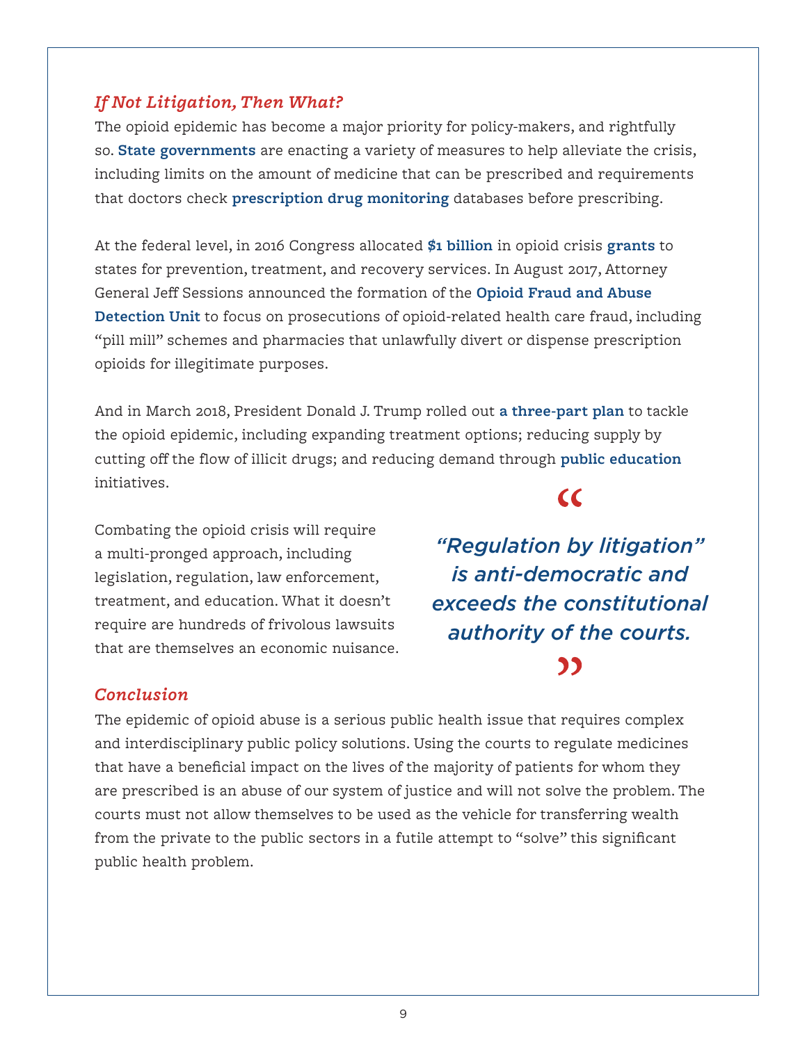## *If Not Litigation, Then What?*

The opioid epidemic has become a major priority for policy-makers, and rightfully so. **State governments** are enacting a variety of measures to help alleviate the crisis, including limits on the amount of medicine that can be prescribed and requirements that doctors check **prescription drug monitoring** databases before prescribing.

At the federal level, in 2016 Congress allocated **$1 billion** in opioid crisis **grants** to states for prevention, treatment, and recovery services. In August 2017, Attorney General Jeff Sessions announced the formation of the **Opioid Fraud and Abuse Detection Unit** to focus on prosecutions of opioid-related health care fraud, including "pill mill" schemes and pharmacies that unlawfully divert or dispense prescription opioids for illegitimate purposes.

And in March 2018, President Donald J. Trump rolled out **a three-part plan** to tackle the opioid epidemic, including expanding treatment options; reducing supply by cutting off the flow of illicit drugs; and reducing demand through **public education** initiatives.

Combating the opioid crisis will require a multi-pronged approach, including legislation, regulation, law enforcement, treatment, and education. What it doesn't require are hundreds of frivolous lawsuits that are themselves an economic nuisance.

> *"Regulation by litigation" is anti-democratic and exceeds the constitutional authority of the courts.*

## *Conclusion*

The epidemic of opioid abuse is a serious public health issue that requires complex and interdisciplinary public policy solutions. Using the courts to regulate medicines that have a beneficial impact on the lives of the majority of patients for whom they are prescribed is an abuse of our system of justice and will not solve the problem. The courts must not allow themselves to be used as the vehicle for transferring wealth from the private to the public sectors in a futile attempt to "solve" this significant public health problem.